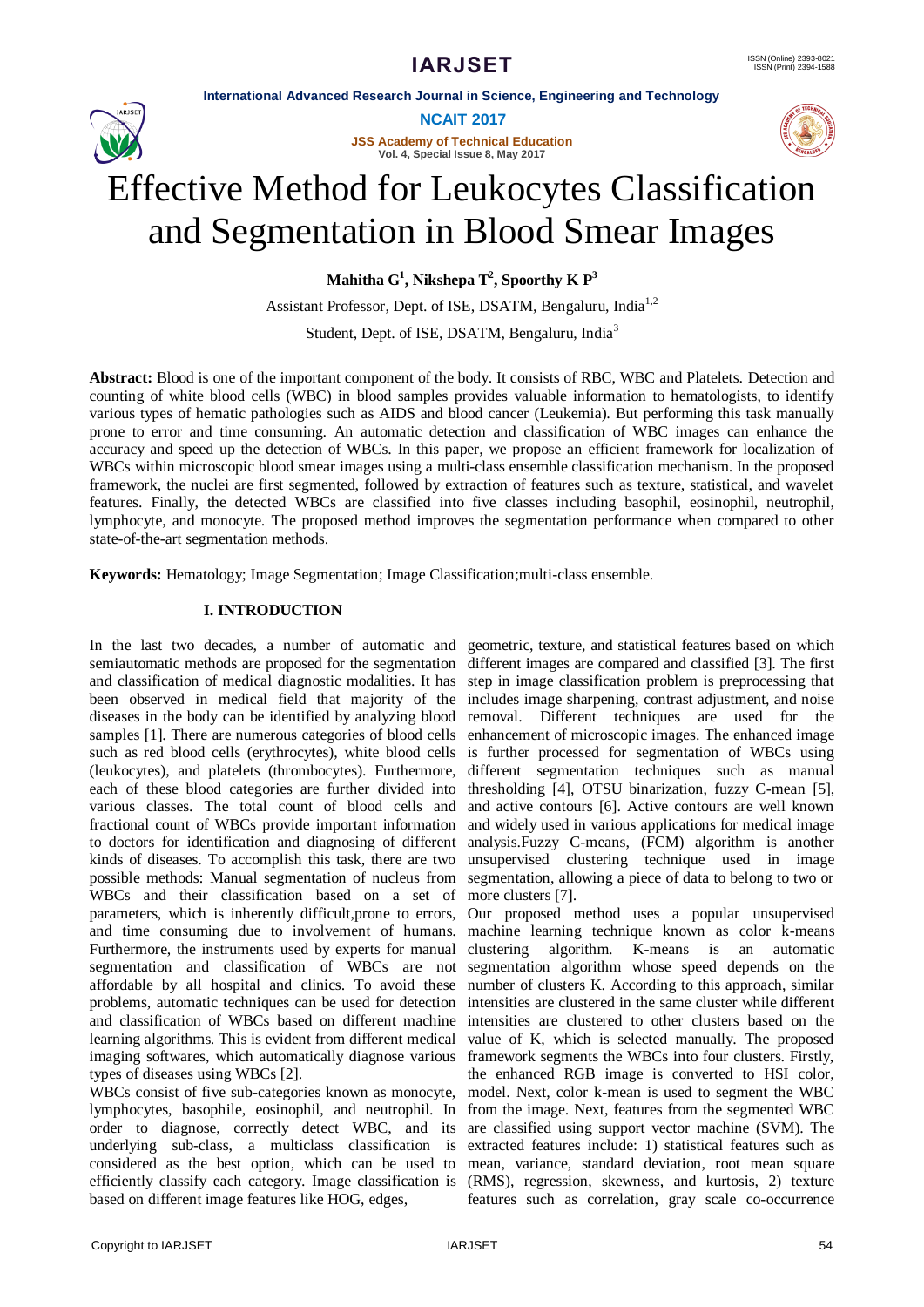# Effective Method for Leukocytes Classification and Segmentation in Blood Smear Images

**Mahitha G[1], Nikshepa T[2], Spoorthy K P[3]**

Assistant Professor, Dept. of ISE, DSATM, Bengaluru, India[1,2]

Student, Dept. of ISE, DSATM, Bengaluru, India[3]

**Abstract:** Blood is one of the important component of the body. It consists of RBC, WBC and Platelets. Detection and counting of white blood cells (WBC) in blood samples provides valuable information to hematologists, to identify various types of hematic pathologies such as AIDS and blood cancer (Leukemia). But performing this task manually prone to error and time consuming. An automatic detection and classification of WBC images can enhance the accuracy and speed up the detection of WBCs. In this paper, we propose an efficient framework for localization of WBCs within microscopic blood smear images using a multi-class ensemble classification mechanism. In the proposed framework, the nuclei are first segmented, followed by extraction of features such as texture, statistical, and wavelet features. Finally, the detected WBCs are classified into five classes including basophil, eosinophil, neutrophil, lymphocyte, and monocyte. The proposed method improves the segmentation performance when compared to other state-of-the-art segmentation methods.

**Keywords:** Hematology; Image Segmentation; Image Classification;multi-class ensemble.

## I. INTRODUCTION

In the last two decades, a number of automatic and semiautomatic methods are proposed for the segmentation and classification of medical diagnostic modalities. It has been observed in medical field that majority of the diseases in the body can be identified by analyzing blood samples [1]. There are numerous categories of blood cells such as red blood cells (erythrocytes), white blood cells (leukocytes), and platelets (thrombocytes). Furthermore, each of these blood categories are further divided into various classes. The total count of blood cells and fractional count of WBCs provide important information to doctors for identification and diagnosing of different kinds of diseases. To accomplish this task, there are two possible methods: Manual segmentation of nucleus from WBCs and their classification based on a set of parameters, which is inherently difficult,prone to errors, and time consuming due to involvement of humans. Furthermore, the instruments used by experts for manual segmentation and classification of WBCs are not affordable by all hospital and clinics. To avoid these problems, automatic techniques can be used for detection and classification of WBCs based on different machine learning algorithms. This is evident from different medical imaging softwares, which automatically diagnose various types of diseases using WBCs [2].

WBCs consist of five sub-categories known as monocyte, lymphocytes, basophile, eosinophil, and neutrophil. In order to diagnose, correctly detect WBC, and its underlying sub-class, a multiclass classification is considered as the best option, which can be used to efficiently classify each category. Image classification is based on different image features like HOG, edges, geometric, texture, and statistical features based on which different images are compared and classified [3]. The first step in image classification problem is preprocessing that includes image sharpening, contrast adjustment, and noise removal. Different techniques are used for the enhancement of microscopic images. The enhanced image is further processed for segmentation of WBCs using different segmentation techniques such as manual thresholding [4], OTSU binarization, fuzzy C-mean [5], and active contours [6]. Active contours are well known and widely used in various applications for medical image analysis.Fuzzy C-means, (FCM) algorithm is another unsupervised clustering technique used in image segmentation, allowing a piece of data to belong to two or more clusters [7].

Our proposed method uses a popular unsupervised machine learning technique known as color k-means clustering algorithm. K-means is an automatic segmentation algorithm whose speed depends on the number of clusters K. According to this approach, similar intensities are clustered in the same cluster while different intensities are clustered to other clusters based on the value of K, which is selected manually. The proposed framework segments the WBCs into four clusters. Firstly, the enhanced RGB image is converted to HSI color, model. Next, color k-mean is used to segment the WBC from the image. Next, features from the segmented WBC are classified using support vector machine (SVM). The extracted features include: 1) statistical features such as mean, variance, standard deviation, root mean square (RMS), regression, skewness, and kurtosis, 2) texture features such as correlation, gray scale co-occurrence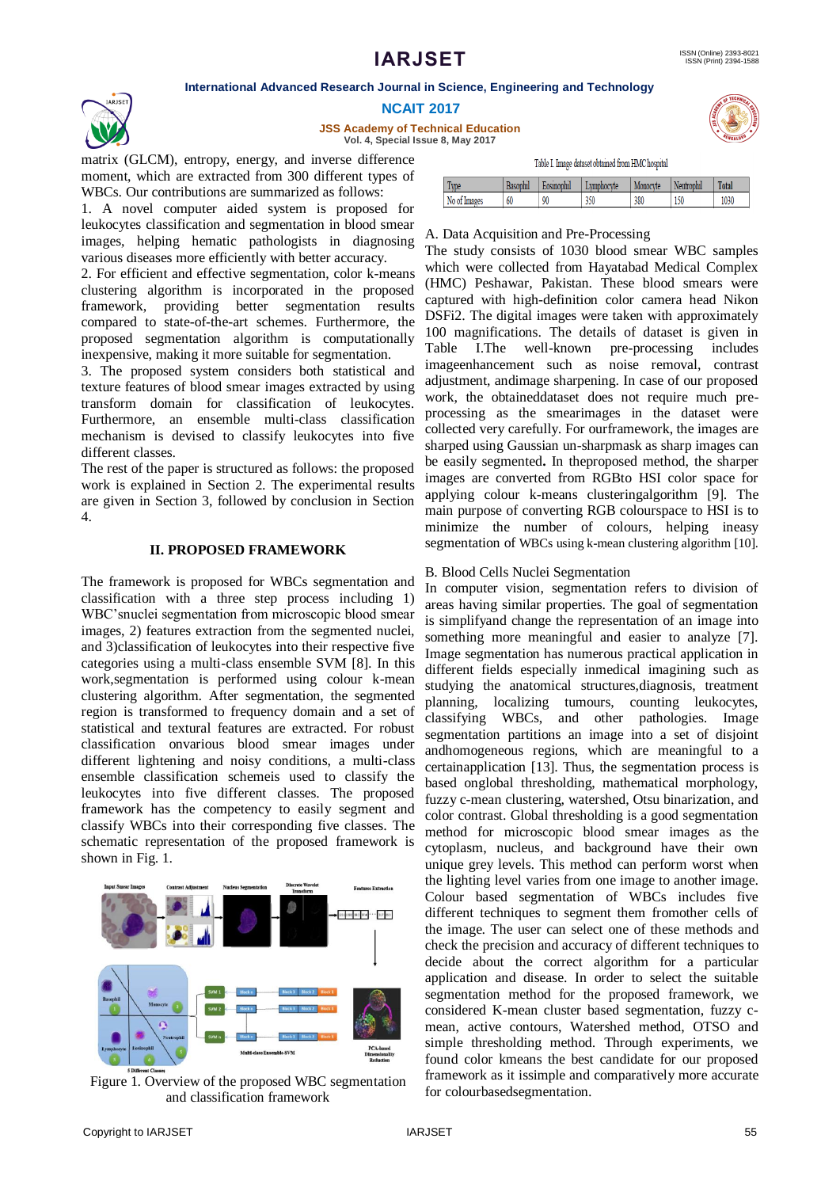matrix (GLCM), entropy, energy, and inverse difference moment, which are extracted from 300 different types of WBCs. Our contributions are summarized as follows:

1. A novel computer aided system is proposed for leukocytes classification and segmentation in blood smear images, helping hematic pathologists in diagnosing various diseases more efficiently with better accuracy.
2. For efficient and effective segmentation, color k-means clustering algorithm is incorporated in the proposed framework, providing better segmentation results compared to state-of-the-art schemes. Furthermore, the proposed segmentation algorithm is computationally inexpensive, making it more suitable for segmentation.
3. The proposed system considers both statistical and texture features of blood smear images extracted by using transform domain for classification of leukocytes. Furthermore, an ensemble multi-class classification mechanism is devised to classify leukocytes into five different classes.

The rest of the paper is structured as follows: the proposed work is explained in Section 2. The experimental results are given in Section 3, followed by conclusion in Section 4.

## II. PROPOSED FRAMEWORK

The framework is proposed for WBCs segmentation and classification with a three step process including 1) WBC'snuclei segmentation from microscopic blood smear images, 2) features extraction from the segmented nuclei, and 3)classification of leukocytes into their respective five categories using a multi-class ensemble SVM [8]. In this work,segmentation is performed using colour k-mean clustering algorithm. After segmentation, the segmented region is transformed to frequency domain and a set of statistical and textural features are extracted. For robust classification onvarious blood smear images under different lightening and noisy conditions, a multi-class ensemble classification schemeis used to classify the leukocytes into five different classes. The proposed framework has the competency to easily segment and classify WBCs into their corresponding five classes. The schematic representation of the proposed framework is shown in Fig. 1.

Figure 1. Overview of the proposed WBC segmentation and classification framework

Table I. Image dataset obtained from HMC hospital

| Type | Basophil | Eosinophil | Lymphocyte | Monocyte | Neutrophil | Total |
|---|---|---|---|---|---|---|
| No of Images | 60 | 90 | 350 | 380 | 150 | 1030 |

### A. Data Acquisition and Pre-Processing

The study consists of 1030 blood smear WBC samples which were collected from Hayatabad Medical Complex (HMC) Peshawar, Pakistan. These blood smears were captured with high-definition color camera head Nikon DSFi2. The digital images were taken with approximately 100 magnifications. The details of dataset is given in Table I.The well-known pre-processing includes imageenhancement such as noise removal, contrast adjustment, andimage sharpening. In case of our proposed work, the obtaineddataset does not require much pre-processing as the smearimages in the dataset were collected very carefully. For ourframework, the images are sharped using Gaussian un-sharpmask as sharp images can be easily segmented**.** In theproposed method, the sharper images are converted from RGBto HSI color space for applying colour k-means clusteringalgorithm [9]. The main purpose of converting RGB colourspace to HSI is to minimize the number of colours, helping ineasy segmentation of WBCs using k-mean clustering algorithm [10].

### B. Blood Cells Nuclei Segmentation

In computer vision, segmentation refers to division of areas having similar properties. The goal of segmentation is simplifyand change the representation of an image into something more meaningful and easier to analyze [7]. Image segmentation has numerous practical application in different fields especially inmedical imaging such as studying the anatomical structures,diagnosis, treatment planning, localizing tumours, counting leukocytes, classifying WBCs, and other pathologies. Image segmentation partitions an image into a set of disjoint andhomogeneous regions, which are meaningful to a certainapplication [13]. Thus, the segmentation process is based onglobal thresholding, mathematical morphology, fuzzy c-mean clustering, watershed, Otsu binarization, and color contrast. Global thresholding is a good segmentation method for microscopic blood smear images as the cytoplasm, nucleus, and background have their own unique grey levels. This method can perform worst when the lighting level varies from one image to another image. Colour based segmentation of WBCs includes five different techniques to segment them fromother cells of the image. The user can select one of these methods and check the precision and accuracy of different techniques to decide about the correct algorithm for a particular application and disease. In order to select the suitable segmentation method for the proposed framework, we considered K-mean cluster based segmentation, fuzzy c-mean, active contours, Watershed method, OTSO and simple thresholding method. Through experiments, we found color kmeans the best candidate for our proposed framework as it issimple and comparatively more accurate for colourbasedsegmentation.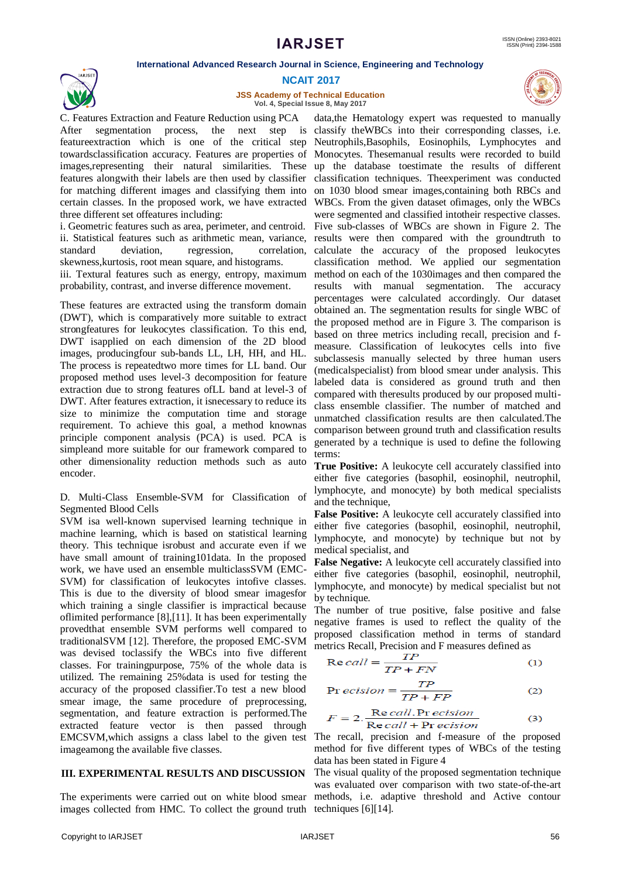C. Features Extraction and Feature Reduction using PCA

After segmentation process, the next step is featureextraction which is one of the critical step towardsclassification accuracy. Features are properties of images,representing their natural similarities. These features alongwith their labels are then used by classifier for matching different images and classifying them into certain classes. In the proposed work, we have extracted three different set offeatures including:

i. Geometric features such as area, perimeter, and centroid.
ii. Statistical features such as arithmetic mean, variance, standard deviation, regression, correlation, skewness,kurtosis, root mean square, and histograms.
iii. Textural features such as energy, entropy, maximum probability, contrast, and inverse difference movement.

These features are extracted using the transform domain (DWT), which is comparatively more suitable to extract strongfeatures for leukocytes classification. To this end, DWT isapplied on each dimension of the 2D blood images, producingfour sub-bands LL, LH, HH, and HL. The process is repeatedtwo more times for LL band. Our proposed method uses level-3 decomposition for feature extraction due to strong features ofLL band at level-3 of DWT. After features extraction, it isnecessary to reduce its size to minimize the computation time and storage requirement. To achieve this goal, a method knownas principle component analysis (PCA) is used. PCA is simpleand more suitable for our framework compared to other dimensionality reduction methods such as auto encoder.

D. Multi-Class Ensemble-SVM for Classification of Segmented Blood Cells

SVM isa well-known supervised learning technique in machine learning, which is based on statistical learning theory. This technique isrobust and accurate even if we have small amount of training101data. In the proposed work, we have used an ensemble multiclassSVM (EMC-SVM) for classification of leukocytes intofive classes. This is due to the diversity of blood smear imagesfor which training a single classifier is impractical because oflimited performance [8],[11]. It has been experimentally provedthat ensemble SVM performs well compared to traditionalSVM [12]. Therefore, the proposed EMC-SVM was devised toclassify the WBCs into five different classes. For trainingpurpose, 75% of the whole data is utilized. The remaining 25%data is used for testing the accuracy of the proposed classifier.To test a new blood smear image, the same procedure of preprocessing, segmentation, and feature extraction is performed.The extracted feature vector is then passed through EMCSVM,which assigns a class label to the given test imageamong the available five classes.

## III. EXPERIMENTAL RESULTS AND DISCUSSION

The experiments were carried out on white blood smear images collected from HMC. To collect the ground truth data,the Hematology expert was requested to manually classify theWBCs into their corresponding classes, i.e. Neutrophils,Basophils, Eosinophils, Lymphocytes and Monocytes. Thesemanual results were recorded to build up the database toestimate the results of different classification techniques. Theexperiment was conducted on 1030 blood smear images,containing both RBCs and WBCs. From the given dataset ofimages, only the WBCs were segmented and classified intotheir respective classes. Five sub-classes of WBCs are shown in Figure 2. The results were then compared with the groundtruth to calculate the accuracy of the proposed leukocytes classification method. We applied our segmentation method on each of the 1030images and then compared the results with manual segmentation. The accuracy percentages were calculated accordingly. Our dataset obtained an. The segmentation results for single WBC of the proposed method are in Figure 3. The comparison is based on three metrics including recall, precision and f-measure. Classification of leukocytes cells into five subclassesis manually selected by three human users (medicalspecialist) from blood smear under analysis. This labeled data is considered as ground truth and then compared with theresults produced by our proposed multi-class ensemble classifier. The number of matched and unmatched classification results are then calculated.The comparison between ground truth and classification results generated by a technique is used to define the following terms:

**True Positive:** A leukocyte cell accurately classified into either five categories (basophil, eosinophil, neutrophil, lymphocyte, and monocyte) by both medical specialists and the technique,

**False Positive:** A leukocyte cell accurately classified into either five categories (basophil, eosinophil, neutrophil, lymphocyte, and monocyte) by technique but not by medical specialist, and

**False Negative:** A leukocyte cell accurately classified into either five categories (basophil, eosinophil, neutrophil, lymphocyte, and monocyte) by medical specialist but not by technique.

The number of true positive, false positive and false negative frames is used to reflect the quality of the proposed classification method in terms of standard metrics Recall, Precision and F measures defined as

$$Recall = \frac{TP}{TP + FN} \quad (1)$$

$$Precision = \frac{TP}{TP + FP} \quad (2)$$

$$F = 2.\frac{Recall.Precision}{Recall + Precision} \quad (3)$$

The recall, precision and f-measure of the proposed method for five different types of WBCs of the testing data has been stated in Figure 4

The visual quality of the proposed segmentation technique was evaluated over comparison with two state-of-the-art methods, i.e. adaptive threshold and Active contour techniques [6][14].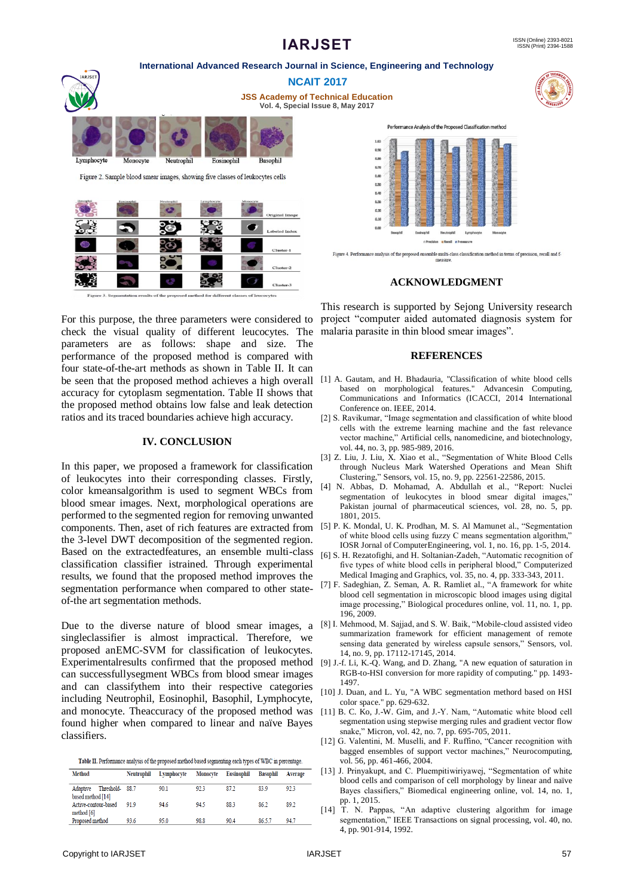Lymphocyte Monocyte Neutrophil Eosinophil Basophil

Figure 2. Sample blood smear images, showing five classes of leukocytes cells

Basophil Eosinophil Neutrophil Lymphocyte Monocyte

Original Image

Labeled Index

Cluster-1

Cluster-2

Cluster-3

Figure 3. Segmentation results of the proposed method for different classes of leucocytes

For this purpose, the three parameters were considered to check the visual quality of different leucocytes. The parameters are as follows: shape and size. The performance of the proposed method is compared with four state-of-the-art methods as shown in Table II. It can be seen that the proposed method achieves a high overall accuracy for cytoplasm segmentation. Table II shows that the proposed method obtains low false and leak detection ratios and its traced boundaries achieve high accuracy.

## IV. CONCLUSION

In this paper, we proposed a framework for classification of leukocytes into their corresponding classes. Firstly, color kmeansalgorithm is used to segment WBCs from blood smear images. Next, morphological operations are performed to the segmented region for removing unwanted components. Then, aset of rich features are extracted from the 3-level DWT decomposition of the segmented region. Based on the extractedfeatures, an ensemble multi-class classification classifier istrained. Through experimental results, we found that the proposed method improves the segmentation performance when compared to other state-of-the art segmentation methods.

Due to the diverse nature of blood smear images, a singleclassifier is almost impractical. Therefore, we proposed anEMC-SVM for classification of leukocytes. Experimentalresults confirmed that the proposed method can successfullysegment WBCs from blood smear images and can classifythem into their respective categories including Neutrophil, Eosinophil, Basophil, Lymphocyte, and monocyte. Theaccuracy of the proposed method was found higher when compared to linear and naïve Bayes classifiers.

Table II. Performance analysis of the proposed method based segmenting each types of WBC in percentage.

| Method | Neutrophil | Lymphocyte | Monocyte | Eosinophil | Basophil | Average |
|---|---|---|---|---|---|---|
| Adaptive Threshold-based method [14] | 88.7 | 90.1 | 92.3 | 87.2 | 83.9 | 92.3 |
| Active-contour-based method [6] | 91.9 | 94.6 | 94.5 | 88.3 | 86.2 | 89.2 |
| Proposed method | 93.6 | 95.0 | 98.8 | 90.4 | 86.5.7 | 94.7 |

Performance Analysis of the Proposed Classification method

1.00
0.90
0.80
0.70
0.60
0.50
0.40
0.30
0.20
0.10
0.00

Basophil Eosinophil Neutrophil Lymphocyte Monocyte

Precision Recall F-measure

Figure 4. Performance analysis of the proposed ensemble multi-class classification method in terms of precision, recall and f-measure.

## ACKNOWLEDGMENT

This research is supported by Sejong University research project "computer aided automated diagnosis system for malaria parasite in thin blood smear images".

## REFERENCES

[1] A. Gautam, and H. Bhadauria, "Classification of white blood cells based on morphological features." Advances in Computing, Communications and Informatics (ICACCI, 2014 International Conference on. IEEE, 2014.

[2] S. Ravikumar, "Image segmentation and classification of white blood cells with the extreme learning machine and the fast relevance vector machine," Artificial cells, nanomedicine, and biotechnology, vol. 44, no. 3, pp. 985-989, 2016.

[3] Z. Liu, J. Liu, X. Xiao et al., "Segmentation of White Blood Cells through Nucleus Mark Watershed Operations and Mean Shift Clustering," Sensors, vol. 15, no. 9, pp. 22561-22586, 2015.

[4] N. Abbas, D. Mohamad, A. Abdullah et al., "Report: Nuclei segmentation of leukocytes in blood smear digital images," Pakistan journal of pharmaceutical sciences, vol. 28, no. 5, pp. 1801, 2015.

[5] P. K. Mondal, U. K. Prodhan, M. S. Al Mamunet al., "Segmentation of white blood cells using fuzzy C means segmentation algorithm," IOSR Jornal of ComputerEngineering, vol. 1, no. 16, pp. 1-5, 2014.

[6] S. H. Rezatofighi, and H. Soltanian-Zadeh, "Automatic recognition of five types of white blood cells in peripheral blood," Computerized Medical Imaging and Graphics, vol. 35, no. 4, pp. 333-343, 2011.

[7] F. Sadeghian, Z. Seman, A. R. Ramliet al., "A framework for white blood cell segmentation in microscopic blood images using digital image processing," Biological procedures online, vol. 11, no. 1, pp. 196, 2009.

[8] I. Mehmood, M. Sajjad, and S. W. Baik, "Mobile-cloud assisted video summarization framework for efficient management of remote sensing data generated by wireless capsule sensors," Sensors, vol. 14, no. 9, pp. 17112-17145, 2014.

[9] J.-f. Li, K.-Q. Wang, and D. Zhang, "A new equation of saturation in RGB-to-HSI conversion for more rapidity of computing." pp. 1493-1497.

[10] J. Duan, and L. Yu, "A WBC segmentation methord based on HSI color space." pp. 629-632.

[11] B. C. Ko, J.-W. Gim, and J.-Y. Nam, "Automatic white blood cell segmentation using stepwise merging rules and gradient vector flow snake," Micron, vol. 42, no. 7, pp. 695-705, 2011.

[12] G. Valentini, M. Muselli, and F. Ruffino, "Cancer recognition with bagged ensembles of support vector machines," Neurocomputing, vol. 56, pp. 461-466, 2004.

[13] J. Prinyakupt, and C. Pluempitiwiriyawej, "Segmentation of white blood cells and comparison of cell morphology by linear and naïve Bayes classifiers," Biomedical engineering online, vol. 14, no. 1, pp. 1, 2015.

[14] T. N. Pappas, "An adaptive clustering algorithm for image segmentation," IEEE Transactions on signal processing, vol. 40, no. 4, pp. 901-914, 1992.